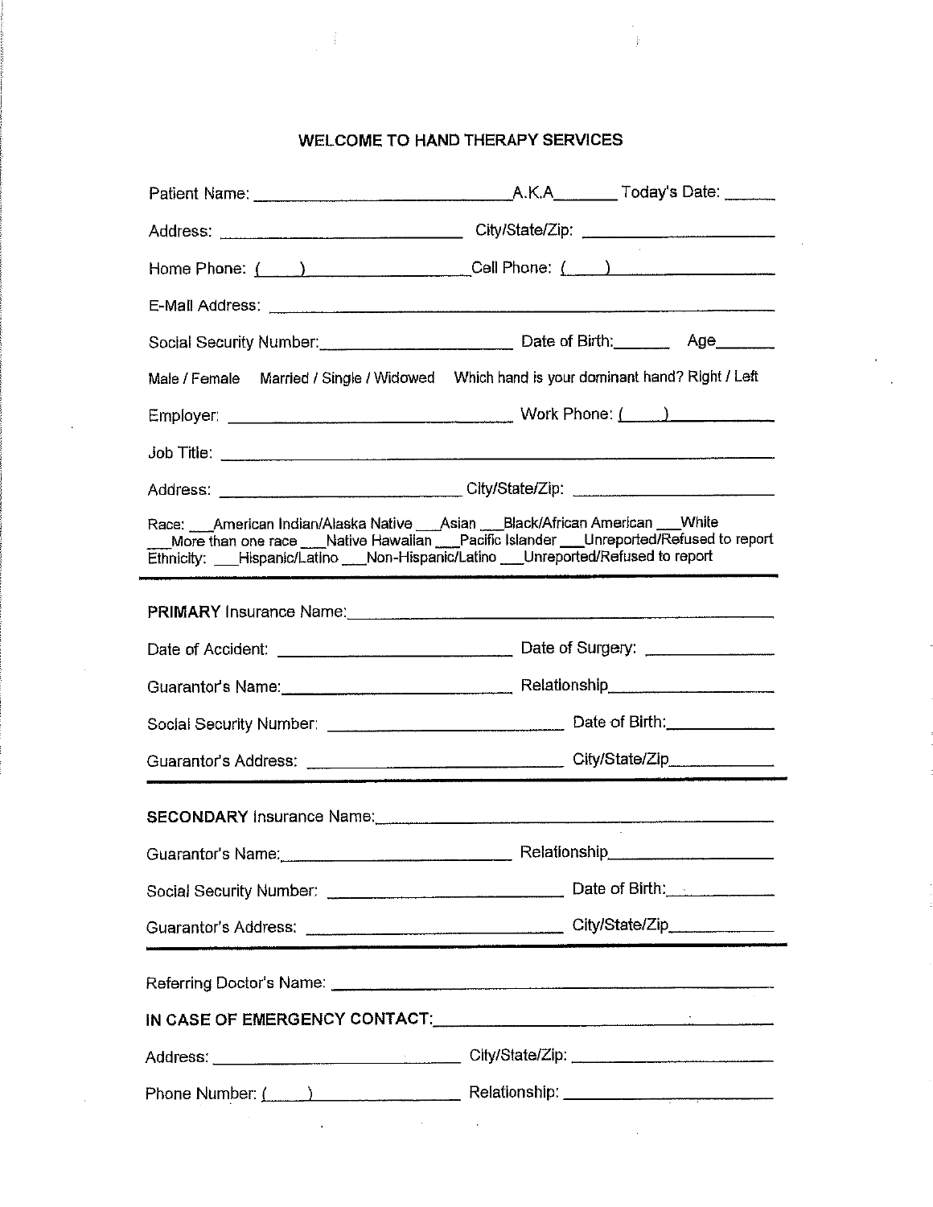# WELCOME TO HAND THERAPY SERVICES

Patient Name: ______________________________ A.K.A________ Today's Date: ______

Address: ____________________________ City/State/Zip: ______________________

Home Phone: (____) __________________ Cell Phone: (____) ___________________

E-Mail Address: ______________________________________________________________

Social Security Number: _______________________ Date of Birth: _______ Age_______

Male / Female    Married / Single / Widowed    Which hand is your dominant hand? Right / Left

Employer: ________________________________ Work Phone: (____) ______________

Job Title: ____________________________________________________________________

Address: ____________________________ City/State/Zip: ________________________

Race: ___American Indian/Alaska Native ___Asian ___Black/African American ___White ___More than one race ___Native Hawaiian ___Pacific Islander ___Unreported/Refused to report

Ethnicity: ___Hispanic/Latino ___Non-Hispanic/Latino ___Unreported/Refused to report

---

**PRIMARY** Insurance Name: ______________________________________________________

Date of Accident: ____________________________ Date of Surgery: ________________

Guarantor's Name: ___________________________ Relationship___________________

Social Security Number: _____________________________ Date of Birth: _____________

Guarantor's Address: _____________________________ City/State/Zip_____________

---

**SECONDARY** Insurance Name: ____________________________________________________

Guarantor's Name: ___________________________ Relationship___________________

Social Security Number: _____________________________ Date of Birth: _____________

Guarantor's Address: _____________________________ City/State/Zip_____________

---

Referring Doctor's Name: _________________________________________________________

**IN CASE OF EMERGENCY CONTACT:** _______________________________________________

Address: ____________________________ City/State/Zip: ________________________

Phone Number: (____) ___________________ Relationship: _________________________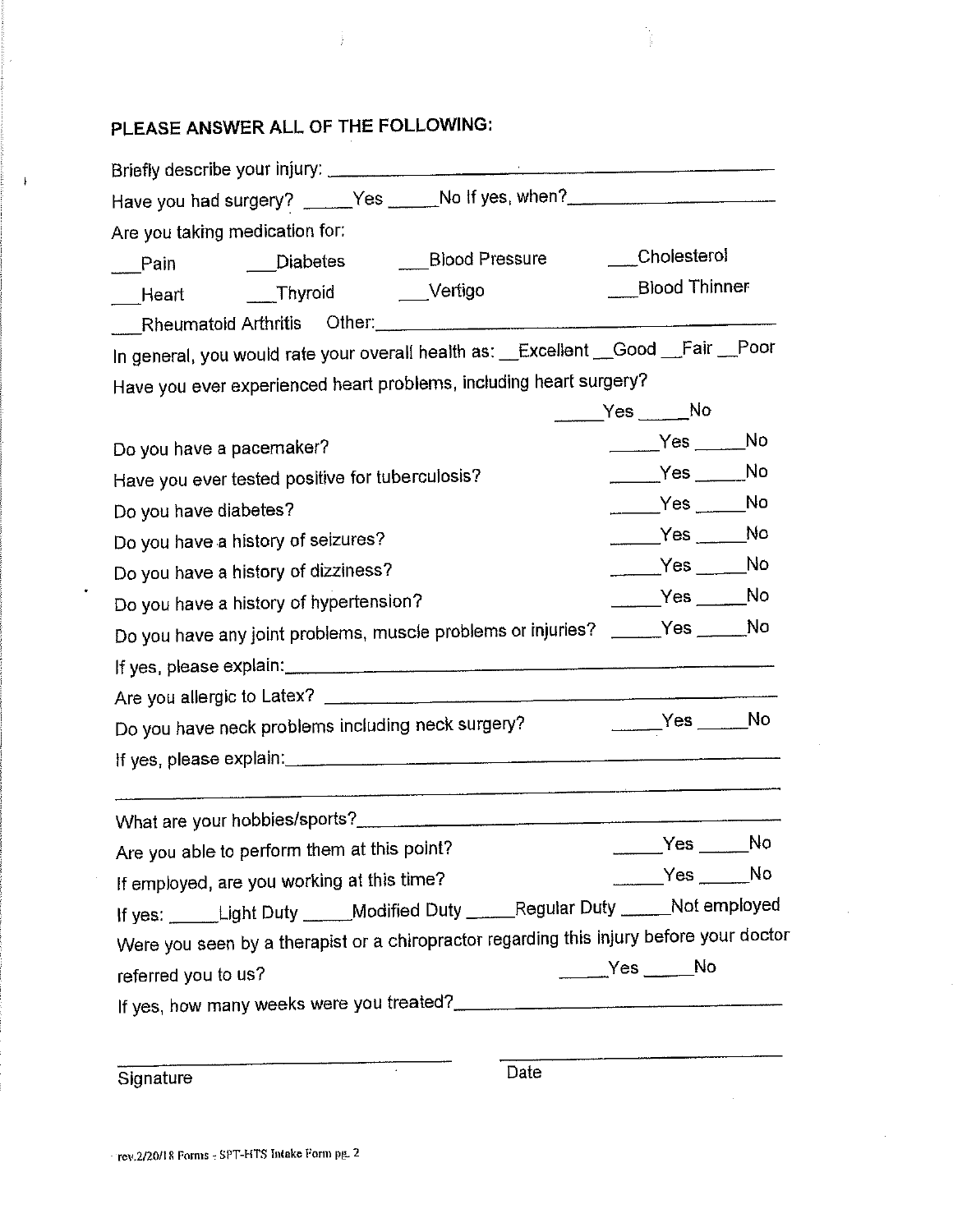## PLEASE ANSWER ALL OF THE FOLLOWING:

Briefly describe your injury: ____________________________________________

Have you had surgery? _____Yes _____No If yes, when?____________________

Are you taking medication for:

___Pain ___Diabetes ___Blood Pressure ___Cholesterol

___Heart ___Thyroid ___Vertigo ___Blood Thinner

___Rheumatoid Arthritis Other:_____________________________________

In general, you would rate your overall health as: __Excellent __Good __Fair __Poor

Have you ever experienced heart problems, including heart surgery? _____Yes _____No

Do you have a pacemaker? _____Yes _____No

Have you ever tested positive for tuberculosis? _____Yes _____No

Do you have diabetes? _____Yes _____No

Do you have a history of seizures? _____Yes _____No

Do you have a history of dizziness? _____Yes _____No

Do you have a history of hypertension? _____Yes _____No

Do you have any joint problems, muscle problems or injuries? _____Yes _____No

If yes, please explain:_____________________________________________

Are you allergic to Latex? __________________________________________

Do you have neck problems including neck surgery? _____Yes _____No

If yes, please explain:_____________________________________________

___________________________________________________________________

What are your hobbies/sports?_______________________________________

Are you able to perform them at this point? _____Yes _____No

If employed, are you working at this time? _____Yes _____No

If yes: _____Light Duty _____Modified Duty _____Regular Duty _____Not employed

Were you seen by a therapist or a chiropractor regarding this injury before your doctor referred you to us? _____Yes _____No

If yes, how many weeks were you treated?_____________________________

_____________________________ _____________________________

Signature Date

rev.2/20/18 Forms - SPT-HTS Intake Form pg. 2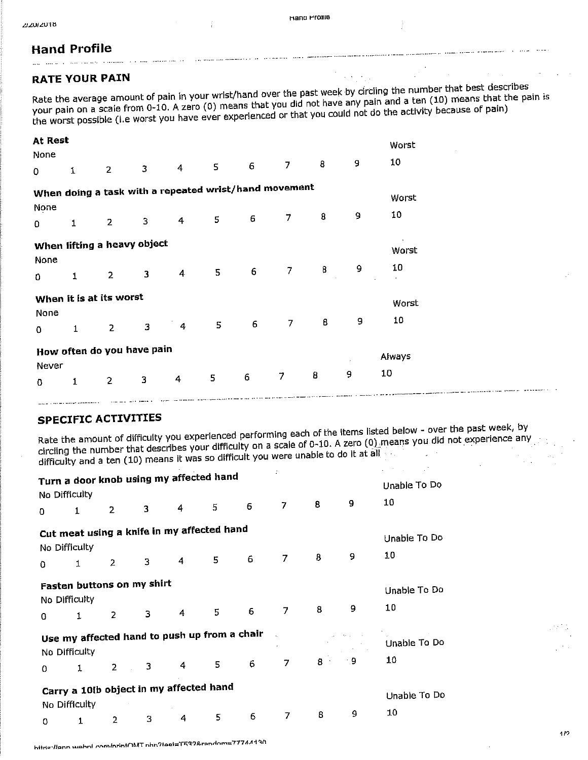## Hand Profile

### RATE YOUR PAIN

Rate the average amount of pain in your wrist/hand over the past week by circling the number that best describes your pain on a scale from 0-10. A zero (0) means that you did not have any pain and a ten (10) means that the pain is the worst possible (i.e worst you have ever experienced or that you could not do the activity because of pain)

**At Rest**

None — Worst

0 1 2 3 4 5 6 7 8 9 10

**When doing a task with a repeated wrist/hand movement**

None — Worst

0 1 2 3 4 5 6 7 8 9 10

**When lifting a heavy object**

None — Worst

0 1 2 3 4 5 6 7 8 9 10

**When it is at its worst**

None — Worst

0 1 2 3 4 5 6 7 8 9 10

**How often do you have pain**

Never — Always

0 1 2 3 4 5 6 7 8 9 10

### SPECIFIC ACTIVITIES

Rate the amount of difficulty you experienced performing each of the items listed below - over the past week, by circling the number that describes your difficulty on a scale of 0-10. A zero (0) means you did not experience any difficulty and a ten (10) means it was so difficult you were unable to do it at all

**Turn a door knob using my affected hand**

No Difficulty — Unable To Do

0 1 2 3 4 5 6 7 8 9 10

**Cut meat using a knife in my affected hand**

No Difficulty — Unable To Do

0 1 2 3 4 5 6 7 8 9 10

**Fasten buttons on my shirt**

No Difficulty — Unable To Do

0 1 2 3 4 5 6 7 8 9 10

**Use my affected hand to push up from a chair**

No Difficulty — Unable To Do

0 1 2 3 4 5 6 7 8 9 10

**Carry a 10lb object in my affected hand**

No Difficulty — Unable To Do

0 1 2 3 4 5 6 7 8 9 10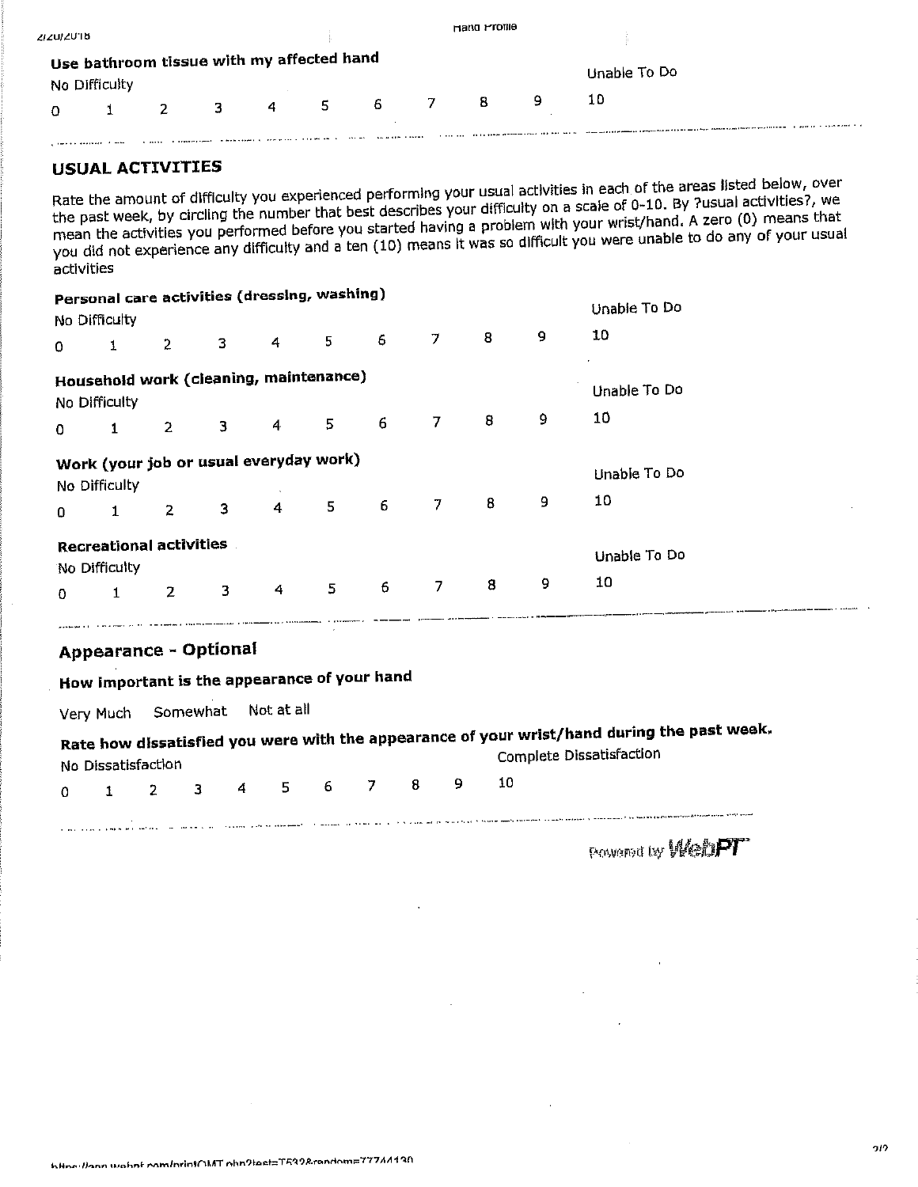**Use bathroom tissue with my affected hand**

| No Difficulty | | | | | | | | | | Unable To Do |
|---|---|---|---|---|---|---|---|---|---|---|
| 0 | 1 | 2 | 3 | 4 | 5 | 6 | 7 | 8 | 9 | 10 |

## USUAL ACTIVITIES

Rate the amount of difficulty you experienced performing your usual activities in each of the areas listed below, over the past week, by circling the number that best describes your difficulty on a scale of 0-10. By ?usual activities?, we mean the activities you performed before you started having a problem with your wrist/hand. A zero (0) means that you did not experience any difficulty and a ten (10) means it was so difficult you were unable to do any of your usual activities

**Personal care activities (dressing, washing)**

| No Difficulty | | | | | | | | | | Unable To Do |
|---|---|---|---|---|---|---|---|---|---|---|
| 0 | 1 | 2 | 3 | 4 | 5 | 6 | 7 | 8 | 9 | 10 |

**Household work (cleaning, maintenance)**

| No Difficulty | | | | | | | | | | Unable To Do |
|---|---|---|---|---|---|---|---|---|---|---|
| 0 | 1 | 2 | 3 | 4 | 5 | 6 | 7 | 8 | 9 | 10 |

**Work (your job or usual everyday work)**

| No Difficulty | | | | | | | | | | Unable To Do |
|---|---|---|---|---|---|---|---|---|---|---|
| 0 | 1 | 2 | 3 | 4 | 5 | 6 | 7 | 8 | 9 | 10 |

**Recreational activities**

| No Difficulty | | | | | | | | | | Unable To Do |
|---|---|---|---|---|---|---|---|---|---|---|
| 0 | 1 | 2 | 3 | 4 | 5 | 6 | 7 | 8 | 9 | 10 |

## Appearance - Optional

**How important is the appearance of your hand**

Very Much Somewhat Not at all

**Rate how dissatisfied you were with the appearance of your wrist/hand during the past week.**

| No Dissatisfaction | | | | | | | | | | Complete Dissatisfaction |
|---|---|---|---|---|---|---|---|---|---|---|
| 0 | 1 | 2 | 3 | 4 | 5 | 6 | 7 | 8 | 9 | 10 |

Powered by WebPT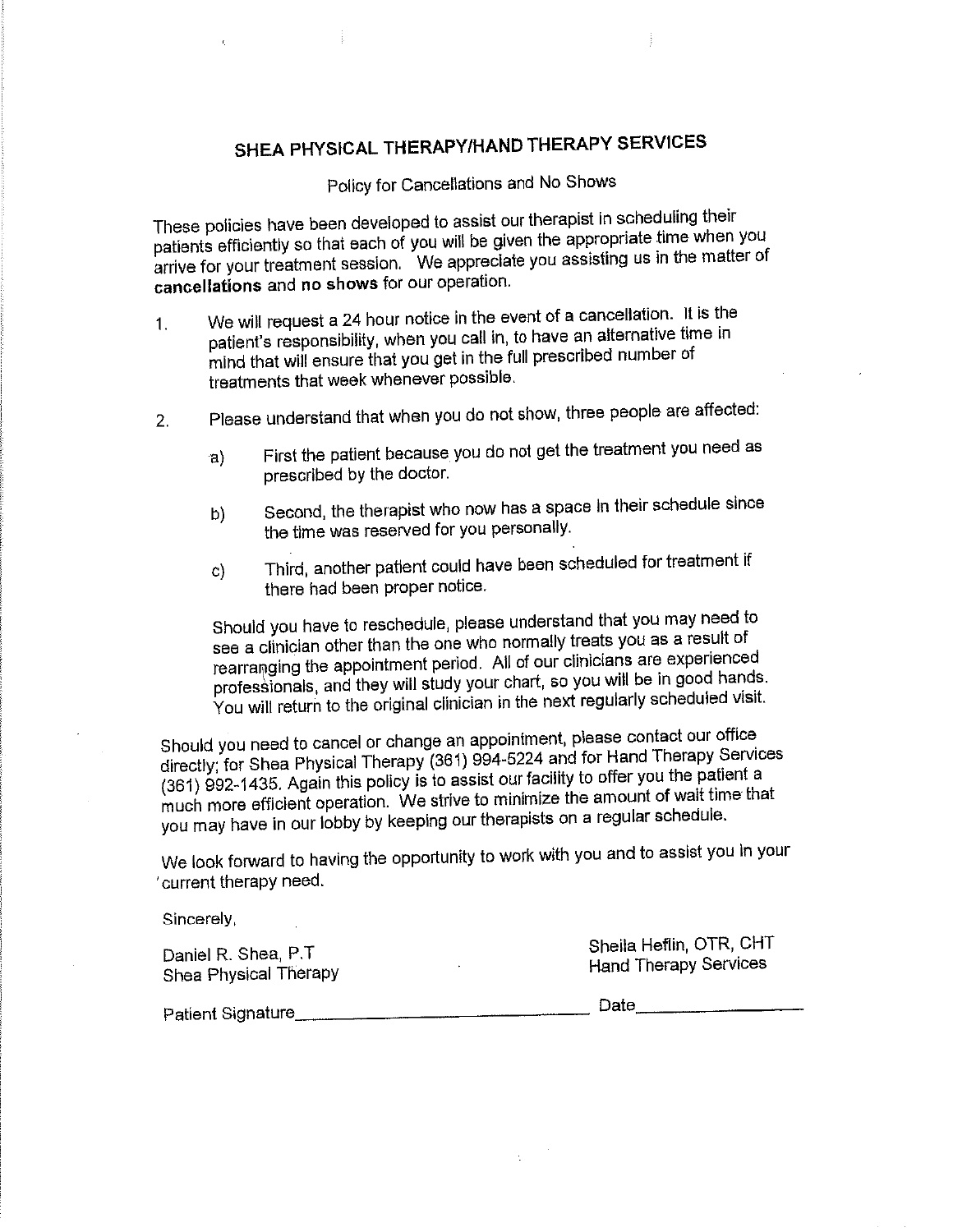# SHEA PHYSICAL THERAPY/HAND THERAPY SERVICES

Policy for Cancellations and No Shows

These policies have been developed to assist our therapist in scheduling their patients efficiently so that each of you will be given the appropriate time when you arrive for your treatment session. We appreciate you assisting us in the matter of **cancellations** and **no shows** for our operation.

1. We will request a 24 hour notice in the event of a cancellation. It is the patient's responsibility, when you call in, to have an alternative time in mind that will ensure that you get in the full prescribed number of treatments that week whenever possible.

2. Please understand that when you do not show, three people are affected:

   a) First the patient because you do not get the treatment you need as prescribed by the doctor.

   b) Second, the therapist who now has a space in their schedule since the time was reserved for you personally.

   c) Third, another patient could have been scheduled for treatment if there had been proper notice.

   Should you have to reschedule, please understand that you may need to see a clinician other than the one who normally treats you as a result of rearranging the appointment period. All of our clinicians are experienced professionals, and they will study your chart, so you will be in good hands. You will return to the original clinician in the next regularly scheduled visit.

Should you need to cancel or change an appointment, please contact our office directly; for Shea Physical Therapy (361) 994-5224 and for Hand Therapy Services (361) 992-1435. Again this policy is to assist our facility to offer you the patient a much more efficient operation. We strive to minimize the amount of wait time that you may have in our lobby by keeping our therapists on a regular schedule.

We look forward to having the opportunity to work with you and to assist you in your current therapy need.

Sincerely,

Daniel R. Shea, P.T
Shea Physical Therapy

Sheila Heflin, OTR, CHT
Hand Therapy Services

Patient Signature_______________________________ Date_______________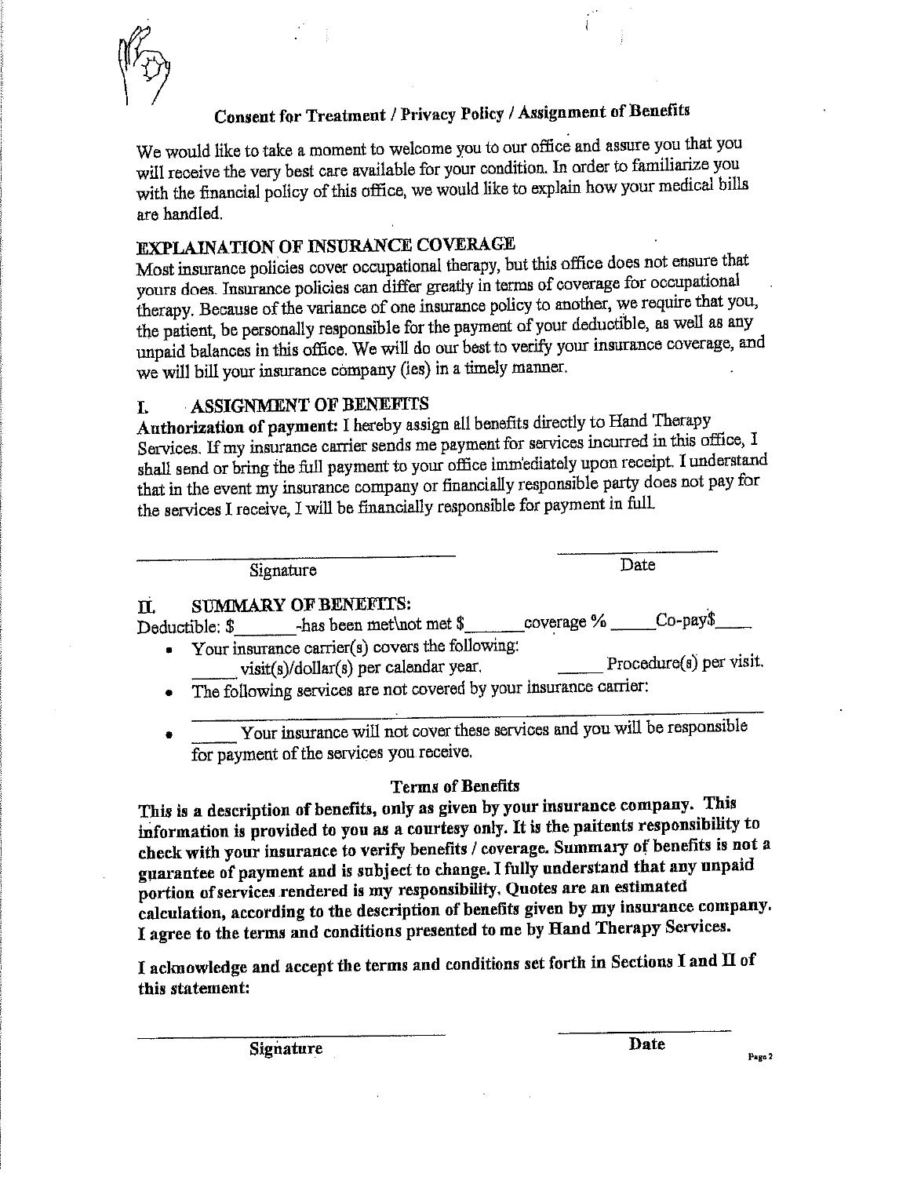## Consent for Treatment / Privacy Policy / Assignment of Benefits

We would like to take a moment to welcome you to our office and assure you that you will receive the very best care available for your condition. In order to familiarize you with the financial policy of this office, we would like to explain how your medical bills are handled.

### EXPLAINATION OF INSURANCE COVERAGE

Most insurance policies cover occupational therapy, but this office does not ensure that yours does. Insurance policies can differ greatly in terms of coverage for occupational therapy. Because of the variance of one insurance policy to another, we require that you, the patient, be personally responsible for the payment of your deductible, as well as any unpaid balances in this office. We will do our best to verify your insurance coverage, and we will bill your insurance company (ies) in a timely manner.

### I. ASSIGNMENT OF BENEFITS

**Authorization of payment:** I hereby assign all benefits directly to Hand Therapy Services. If my insurance carrier sends me payment for services incurred in this office, I shall send or bring the full payment to your office immediately upon receipt. I understand that in the event my insurance company or financially responsible party does not pay for the services I receive, I will be financially responsible for payment in full.

\_\_\_\_\_\_\_\_\_\_\_\_\_\_\_\_\_\_\_\_\_\_\_\_\_\_\_\_\_\_ Signature &nbsp;&nbsp;&nbsp;&nbsp;&nbsp;&nbsp;&nbsp;&nbsp; \_\_\_\_\_\_\_\_\_\_\_\_\_\_\_ Date

### II. SUMMARY OF BENEFITS:

Deductible: $\_\_\_\_\_\_\_ -has been met\not met $\_\_\_\_\_\_\_ coverage % \_\_\_\_\_ Co-pay$\_\_\_\_\_

- Your insurance carrier(s) covers the following:
  \_\_\_\_\_ visit(s)/dollar(s) per calendar year. &nbsp;&nbsp;&nbsp;&nbsp; \_\_\_\_\_ Procedure(s) per visit.
- The following services are not covered by your insurance carrier:
  \_\_\_\_\_\_\_\_\_\_\_\_\_\_\_\_\_\_\_\_\_\_\_\_\_\_\_\_\_\_\_\_\_\_\_\_\_\_\_\_\_\_\_\_\_\_\_\_
- \_\_\_\_\_ Your insurance will not cover these services and you will be responsible for payment of the services you receive.

#### Terms of Benefits

**This is a description of benefits, only as given by your insurance company. This information is provided to you as a courtesy only. It is the paitents responsibility to check with your insurance to verify benefits / coverage. Summary of benefits is not a guarantee of payment and is subject to change. I fully understand that any unpaid portion of services rendered is my responsibility. Quotes are an estimated calculation, according to the description of benefits given by my insurance company. I agree to the terms and conditions presented to me by Hand Therapy Services.**

**I acknowledge and accept the terms and conditions set forth in Sections I and II of this statement:**

\_\_\_\_\_\_\_\_\_\_\_\_\_\_\_\_\_\_\_\_\_\_\_\_\_\_\_\_\_\_ **Signature** &nbsp;&nbsp;&nbsp;&nbsp;&nbsp;&nbsp;&nbsp;&nbsp; \_\_\_\_\_\_\_\_\_\_\_\_\_\_\_ **Date**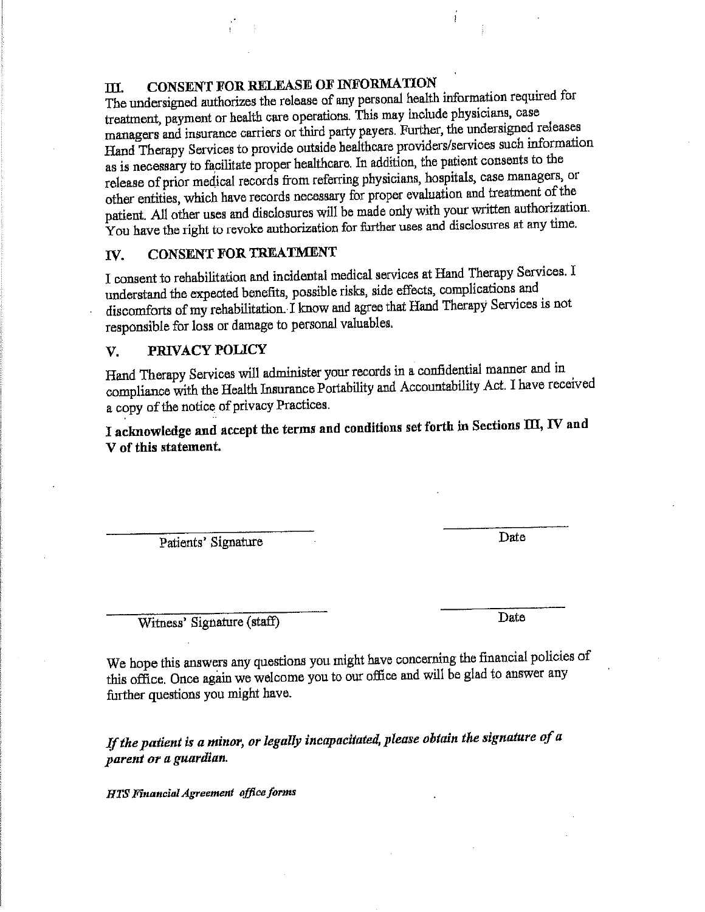## III. CONSENT FOR RELEASE OF INFORMATION

The undersigned authorizes the release of any personal health information required for treatment, payment or health care operations. This may include physicians, case managers and insurance carriers or third party payers. Further, the undersigned releases Hand Therapy Services to provide outside healthcare providers/services such information as is necessary to facilitate proper healthcare. In addition, the patient consents to the release of prior medical records from referring physicians, hospitals, case managers, or other entities, which have records necessary for proper evaluation and treatment of the patient. All other uses and disclosures will be made only with your written authorization. You have the right to revoke authorization for further uses and disclosures at any time.

## IV. CONSENT FOR TREATMENT

I consent to rehabilitation and incidental medical services at Hand Therapy Services. I understand the expected benefits, possible risks, side effects, complications and discomforts of my rehabilitation. I know and agree that Hand Therapy Services is not responsible for loss or damage to personal valuables.

## V. PRIVACY POLICY

Hand Therapy Services will administer your records in a confidential manner and in compliance with the Health Insurance Portability and Accountability Act. I have received a copy of the notice of privacy Practices.

**I acknowledge and accept the terms and conditions set forth in Sections III, IV and V of this statement.**

\_\_\_\_\_\_\_\_\_\_\_\_\_\_\_\_\_\_\_\_\_\_\_\_\_\_\_\_ \_\_\_\_\_\_\_\_\_\_\_\_\_\_\_\_

Patients' Signature Date

\_\_\_\_\_\_\_\_\_\_\_\_\_\_\_\_\_\_\_\_\_\_\_\_\_\_\_\_ \_\_\_\_\_\_\_\_\_\_\_\_\_\_\_\_

Witness' Signature (staff) Date

We hope this answers any questions you might have concerning the financial policies of this office. Once again we welcome you to our office and will be glad to answer any further questions you might have.

***If the patient is a minor, or legally incapacitated, please obtain the signature of a parent or a guardian.***

*HTS Financial Agreement office forms*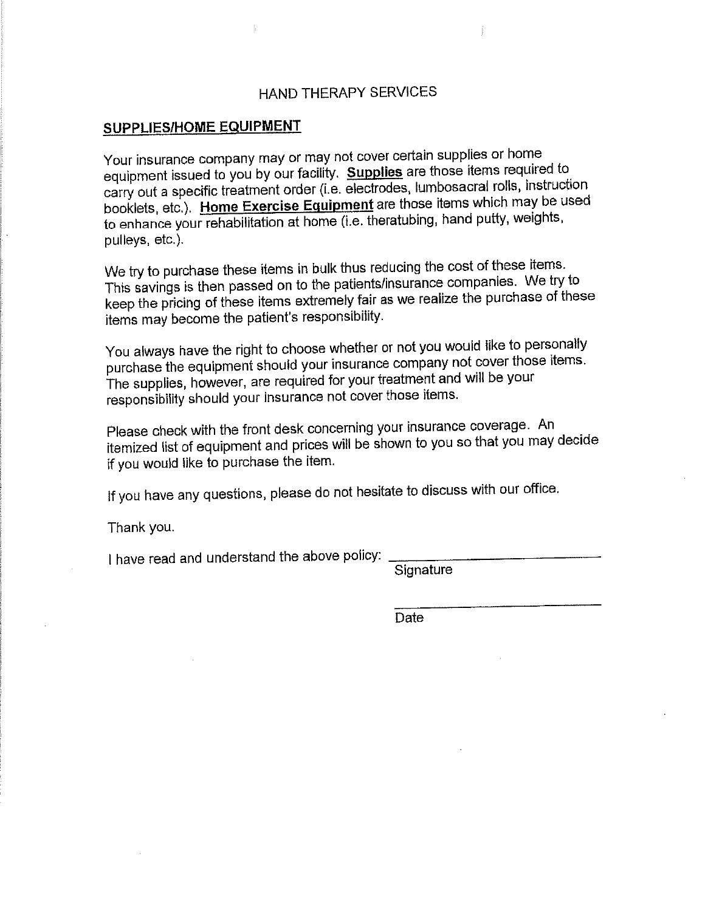# HAND THERAPY SERVICES

## SUPPLIES/HOME EQUIPMENT

Your insurance company may or may not cover certain supplies or home equipment issued to you by our facility. **Supplies** are those items required to carry out a specific treatment order (i.e. electrodes, lumbosacral rolls, instruction booklets, etc.). **Home Exercise Equipment** are those items which may be used to enhance your rehabilitation at home (i.e. theratubing, hand putty, weights, pulleys, etc.).

We try to purchase these items in bulk thus reducing the cost of these items. This savings is then passed on to the patients/insurance companies. We try to keep the pricing of these items extremely fair as we realize the purchase of these items may become the patient's responsibility.

You always have the right to choose whether or not you would like to personally purchase the equipment should your insurance company not cover those items. The supplies, however, are required for your treatment and will be your responsibility should your insurance not cover those items.

Please check with the front desk concerning your insurance coverage. An itemized list of equipment and prices will be shown to you so that you may decide if you would like to purchase the item.

If you have any questions, please do not hesitate to discuss with our office.

Thank you.

I have read and understand the above policy: ______________________________
Signature

______________________________
Date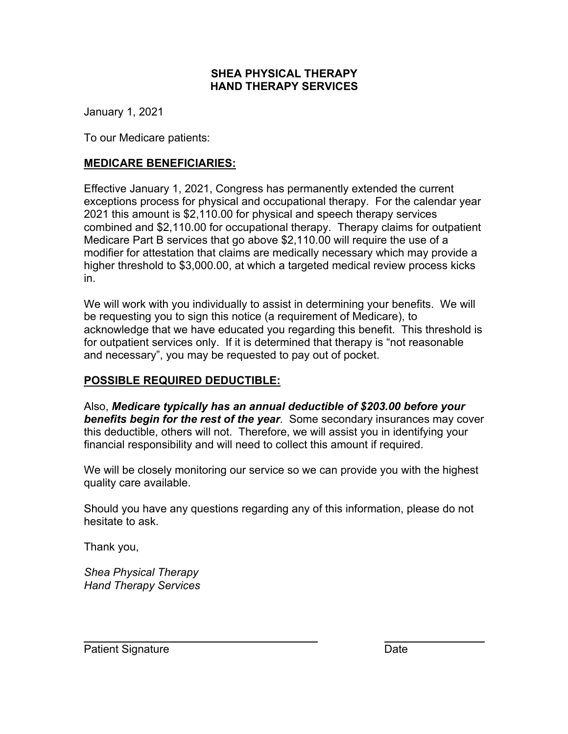**SHEA PHYSICAL THERAPY**
**HAND THERAPY SERVICES**

January 1, 2021

To our Medicare patients:

## MEDICARE BENEFICIARIES:

Effective January 1, 2021, Congress has permanently extended the current exceptions process for physical and occupational therapy. For the calendar year 2021 this amount is $2,110.00 for physical and speech therapy services combined and $2,110.00 for occupational therapy. Therapy claims for outpatient Medicare Part B services that go above $2,110.00 will require the use of a modifier for attestation that claims are medically necessary which may provide a higher threshold to $3,000.00, at which a targeted medical review process kicks in.

We will work with you individually to assist in determining your benefits. We will be requesting you to sign this notice (a requirement of Medicare), to acknowledge that we have educated you regarding this benefit. This threshold is for outpatient services only. If it is determined that therapy is "not reasonable and necessary", you may be requested to pay out of pocket.

## POSSIBLE REQUIRED DEDUCTIBLE:

Also, ***Medicare typically has an annual deductible of $203.00 before your benefits begin for the rest of the year***. Some secondary insurances may cover this deductible, others will not. Therefore, we will assist you in identifying your financial responsibility and will need to collect this amount if required.

We will be closely monitoring our service so we can provide you with the highest quality care available.

Should you have any questions regarding any of this information, please do not hesitate to ask.

Thank you,

*Shea Physical Therapy*
*Hand Therapy Services*

\_\_\_\_\_\_\_\_\_\_\_\_\_\_\_\_\_\_\_\_\_\_\_\_\_\_\_\_\_\_\_\_\_\_\_\_ \_\_\_\_\_\_\_\_\_\_\_\_\_\_\_\_
Patient Signature Date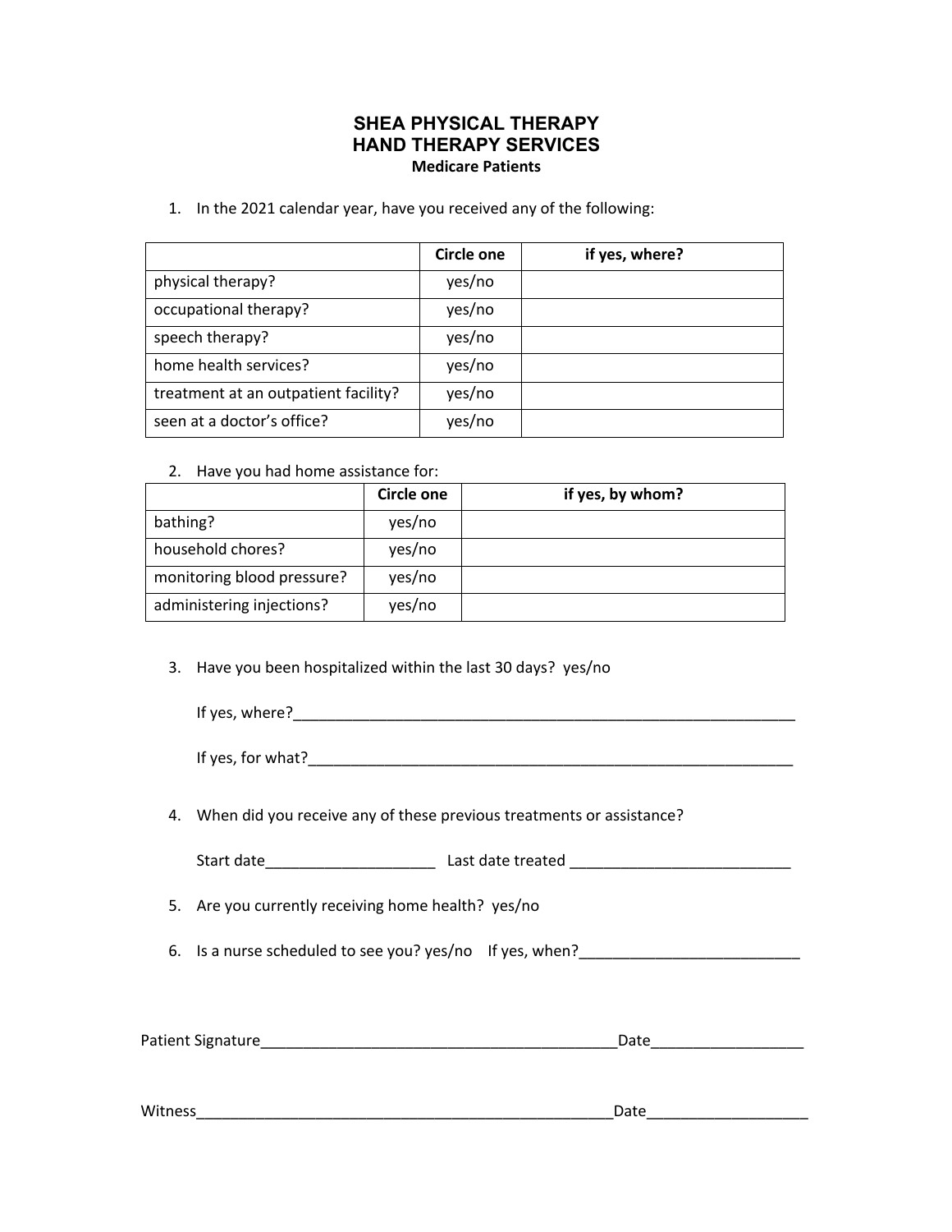# SHEA PHYSICAL THERAPY
# HAND THERAPY SERVICES
### Medicare Patients

1. In the 2021 calendar year, have you received any of the following:

| | Circle one | if yes, where? |
|---|---|---|
| physical therapy? | yes/no | |
| occupational therapy? | yes/no | |
| speech therapy? | yes/no | |
| home health services? | yes/no | |
| treatment at an outpatient facility? | yes/no | |
| seen at a doctor's office? | yes/no | |

2. Have you had home assistance for:

| | Circle one | if yes, by whom? |
|---|---|---|
| bathing? | yes/no | |
| household chores? | yes/no | |
| monitoring blood pressure? | yes/no | |
| administering injections? | yes/no | |

3. Have you been hospitalized within the last 30 days? yes/no

   If yes, where?_______________________________________________________________

   If yes, for what?_____________________________________________________________

4. When did you receive any of these previous treatments or assistance?

   Start date____________________ Last date treated __________________________

5. Are you currently receiving home health? yes/no

6. Is a nurse scheduled to see you? yes/no If yes, when?__________________________

Patient Signature___________________________________________Date__________________

Witness___________________________________________________Date___________________